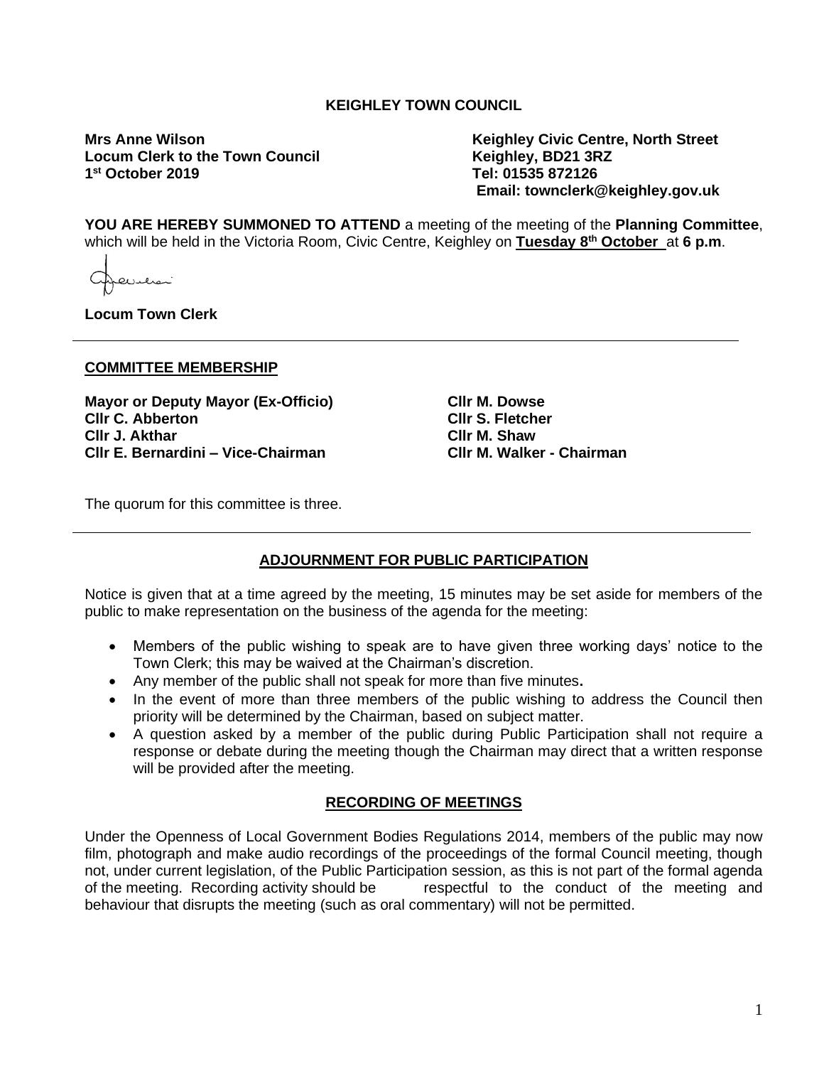**KEIGHLEY TOWN COUNCIL**

**Mrs Anne Wilson**
**Locum Clerk to the Town Council**
**1st October 2019**

**Keighley Civic Centre, North Street**
**Keighley, BD21 3RZ**
**Tel: 01535 872126**
**Email: townclerk@keighley.gov.uk**

**YOU ARE HEREBY SUMMONED TO ATTEND** a meeting of the meeting of the **Planning Committee**, which will be held in the Victoria Room, Civic Centre, Keighley on **Tuesday 8th October** at **6 p.m**.

**Locum Town Clerk**

---

## COMMITTEE MEMBERSHIP

**Mayor or Deputy Mayor (Ex-Officio)**
**Cllr C. Abberton**
**Cllr J. Akthar**
**Cllr E. Bernardini – Vice-Chairman**
**Cllr M. Dowse**
**Cllr S. Fletcher**
**Cllr M. Shaw**
**Cllr M. Walker - Chairman**

The quorum for this committee is three.

---

## ADJOURNMENT FOR PUBLIC PARTICIPATION

Notice is given that at a time agreed by the meeting, 15 minutes may be set aside for members of the public to make representation on the business of the agenda for the meeting:

- Members of the public wishing to speak are to have given three working days' notice to the Town Clerk; this may be waived at the Chairman's discretion.
- Any member of the public shall not speak for more than five minutes.
- In the event of more than three members of the public wishing to address the Council then priority will be determined by the Chairman, based on subject matter.
- A question asked by a member of the public during Public Participation shall not require a response or debate during the meeting though the Chairman may direct that a written response will be provided after the meeting.

## RECORDING OF MEETINGS

Under the Openness of Local Government Bodies Regulations 2014, members of the public may now film, photograph and make audio recordings of the proceedings of the formal Council meeting, though not, under current legislation, of the Public Participation session, as this is not part of the formal agenda of the meeting. Recording activity should be respectful to the conduct of the meeting and behaviour that disrupts the meeting (such as oral commentary) will not be permitted.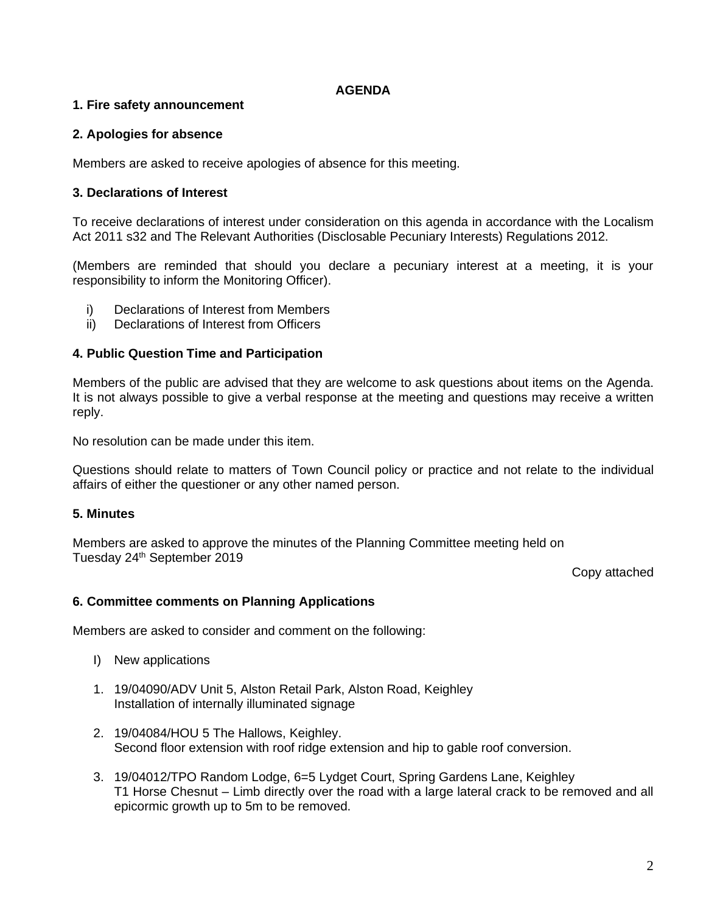# AGENDA

### 1. Fire safety announcement

### 2. Apologies for absence

Members are asked to receive apologies of absence for this meeting.

### 3. Declarations of Interest

To receive declarations of interest under consideration on this agenda in accordance with the Localism Act 2011 s32 and The Relevant Authorities (Disclosable Pecuniary Interests) Regulations 2012.

(Members are reminded that should you declare a pecuniary interest at a meeting, it is your responsibility to inform the Monitoring Officer).

i) Declarations of Interest from Members
ii) Declarations of Interest from Officers

### 4. Public Question Time and Participation

Members of the public are advised that they are welcome to ask questions about items on the Agenda. It is not always possible to give a verbal response at the meeting and questions may receive a written reply.

No resolution can be made under this item.

Questions should relate to matters of Town Council policy or practice and not relate to the individual affairs of either the questioner or any other named person.

### 5. Minutes

Members are asked to approve the minutes of the Planning Committee meeting held on Tuesday 24th September 2019

Copy attached

### 6. Committee comments on Planning Applications

Members are asked to consider and comment on the following:

I) New applications

1. 19/04090/ADV Unit 5, Alston Retail Park, Alston Road, Keighley
   Installation of internally illuminated signage

2. 19/04084/HOU 5 The Hallows, Keighley.
   Second floor extension with roof ridge extension and hip to gable roof conversion.

3. 19/04012/TPO Random Lodge, 6=5 Lydget Court, Spring Gardens Lane, Keighley
   T1 Horse Chesnut – Limb directly over the road with a large lateral crack to be removed and all epicormic growth up to 5m to be removed.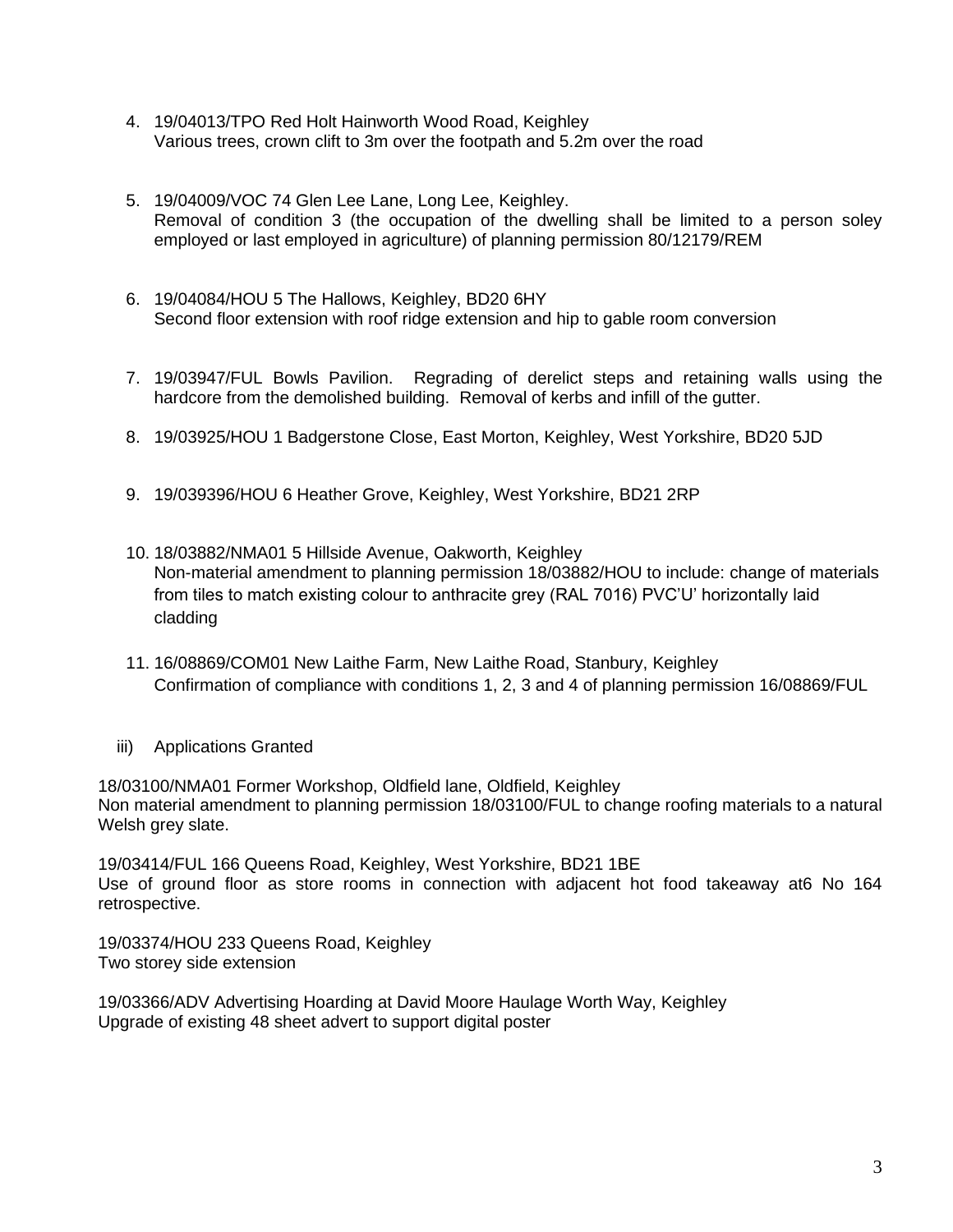4. 19/04013/TPO Red Holt Hainworth Wood Road, Keighley
   Various trees, crown clift to 3m over the footpath and 5.2m over the road

5. 19/04009/VOC 74 Glen Lee Lane, Long Lee, Keighley.
   Removal of condition 3 (the occupation of the dwelling shall be limited to a person soley employed or last employed in agriculture) of planning permission 80/12179/REM

6. 19/04084/HOU 5 The Hallows, Keighley, BD20 6HY
   Second floor extension with roof ridge extension and hip to gable room conversion

7. 19/03947/FUL Bowls Pavilion. Regrading of derelict steps and retaining walls using the hardcore from the demolished building. Removal of kerbs and infill of the gutter.

8. 19/03925/HOU 1 Badgerstone Close, East Morton, Keighley, West Yorkshire, BD20 5JD

9. 19/039396/HOU 6 Heather Grove, Keighley, West Yorkshire, BD21 2RP

10. 18/03882/NMA01 5 Hillside Avenue, Oakworth, Keighley
    Non-material amendment to planning permission 18/03882/HOU to include: change of materials from tiles to match existing colour to anthracite grey (RAL 7016) PVC'U' horizontally laid cladding

11. 16/08869/COM01 New Laithe Farm, New Laithe Road, Stanbury, Keighley
    Confirmation of compliance with conditions 1, 2, 3 and 4 of planning permission 16/08869/FUL

iii) Applications Granted

18/03100/NMA01 Former Workshop, Oldfield lane, Oldfield, Keighley
Non material amendment to planning permission 18/03100/FUL to change roofing materials to a natural Welsh grey slate.

19/03414/FUL 166 Queens Road, Keighley, West Yorkshire, BD21 1BE
Use of ground floor as store rooms in connection with adjacent hot food takeaway at6 No 164 retrospective.

19/03374/HOU 233 Queens Road, Keighley
Two storey side extension

19/03366/ADV Advertising Hoarding at David Moore Haulage Worth Way, Keighley
Upgrade of existing 48 sheet advert to support digital poster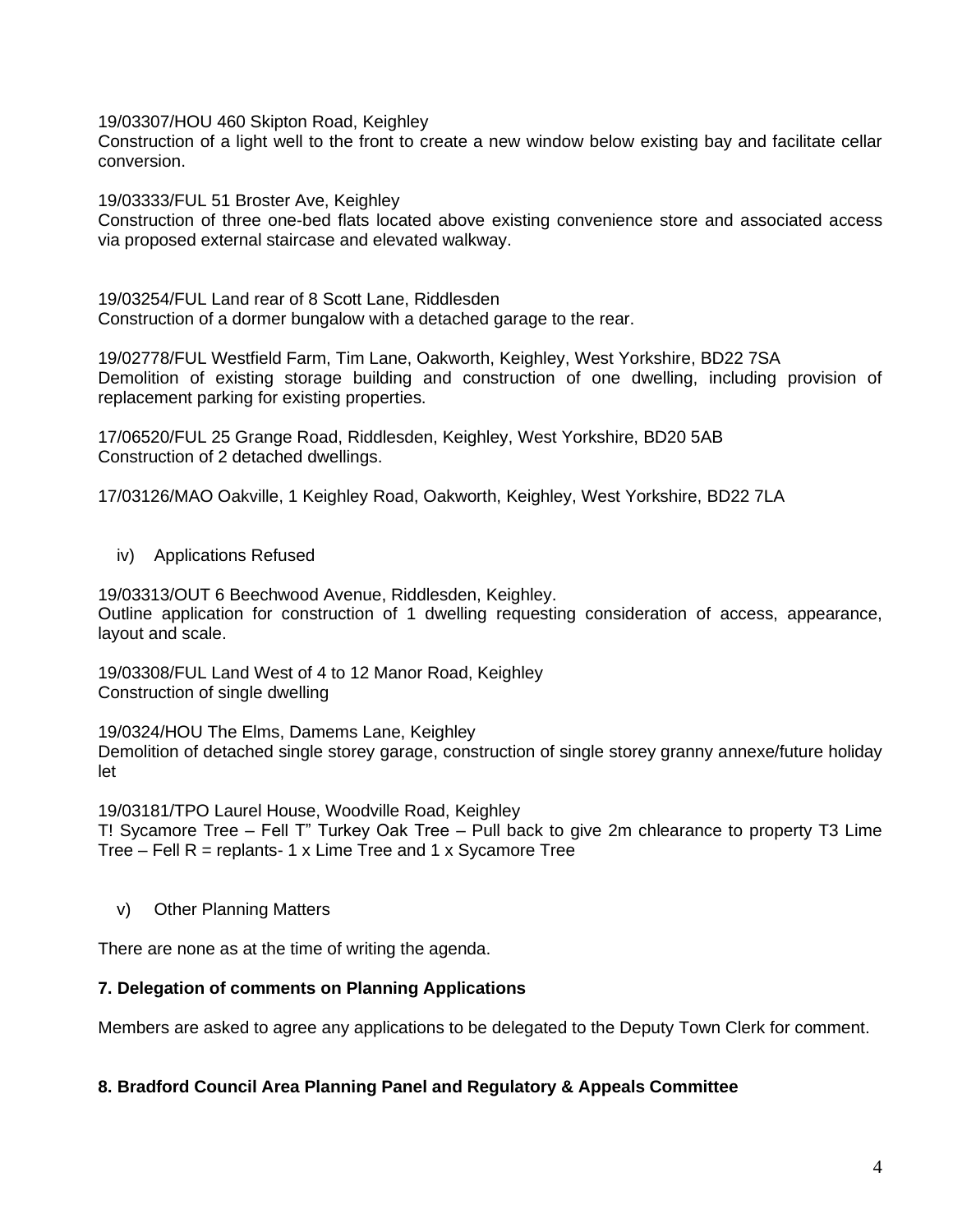19/03307/HOU 460 Skipton Road, Keighley
Construction of a light well to the front to create a new window below existing bay and facilitate cellar conversion.

19/03333/FUL 51 Broster Ave, Keighley
Construction of three one-bed flats located above existing convenience store and associated access via proposed external staircase and elevated walkway.

19/03254/FUL Land rear of 8 Scott Lane, Riddlesden
Construction of a dormer bungalow with a detached garage to the rear.

19/02778/FUL Westfield Farm, Tim Lane, Oakworth, Keighley, West Yorkshire, BD22 7SA
Demolition of existing storage building and construction of one dwelling, including provision of replacement parking for existing properties.

17/06520/FUL 25 Grange Road, Riddlesden, Keighley, West Yorkshire, BD20 5AB
Construction of 2 detached dwellings.

17/03126/MAO Oakville, 1 Keighley Road, Oakworth, Keighley, West Yorkshire, BD22 7LA

iv) Applications Refused

19/03313/OUT 6 Beechwood Avenue, Riddlesden, Keighley.
Outline application for construction of 1 dwelling requesting consideration of access, appearance, layout and scale.

19/03308/FUL Land West of 4 to 12 Manor Road, Keighley
Construction of single dwelling

19/0324/HOU The Elms, Damems Lane, Keighley
Demolition of detached single storey garage, construction of single storey granny annexe/future holiday let

19/03181/TPO Laurel House, Woodville Road, Keighley
T! Sycamore Tree – Fell T" Turkey Oak Tree – Pull back to give 2m chlearance to property T3 Lime Tree – Fell R = replants- 1 x Lime Tree and 1 x Sycamore Tree

v) Other Planning Matters

There are none as at the time of writing the agenda.

**7. Delegation of comments on Planning Applications**

Members are asked to agree any applications to be delegated to the Deputy Town Clerk for comment.

**8. Bradford Council Area Planning Panel and Regulatory & Appeals Committee**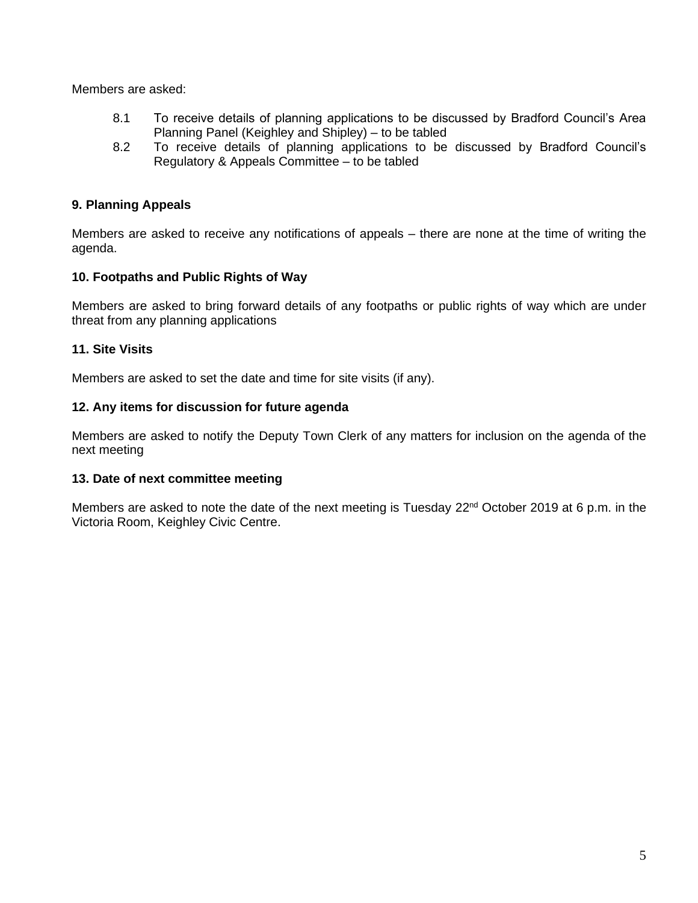Members are asked:

- 8.1 To receive details of planning applications to be discussed by Bradford Council's Area Planning Panel (Keighley and Shipley) – to be tabled
- 8.2 To receive details of planning applications to be discussed by Bradford Council's Regulatory & Appeals Committee – to be tabled

**9. Planning Appeals**

Members are asked to receive any notifications of appeals – there are none at the time of writing the agenda.

**10. Footpaths and Public Rights of Way**

Members are asked to bring forward details of any footpaths or public rights of way which are under threat from any planning applications

**11. Site Visits**

Members are asked to set the date and time for site visits (if any).

**12. Any items for discussion for future agenda**

Members are asked to notify the Deputy Town Clerk of any matters for inclusion on the agenda of the next meeting

**13. Date of next committee meeting**

Members are asked to note the date of the next meeting is Tuesday 22nd October 2019 at 6 p.m. in the Victoria Room, Keighley Civic Centre.